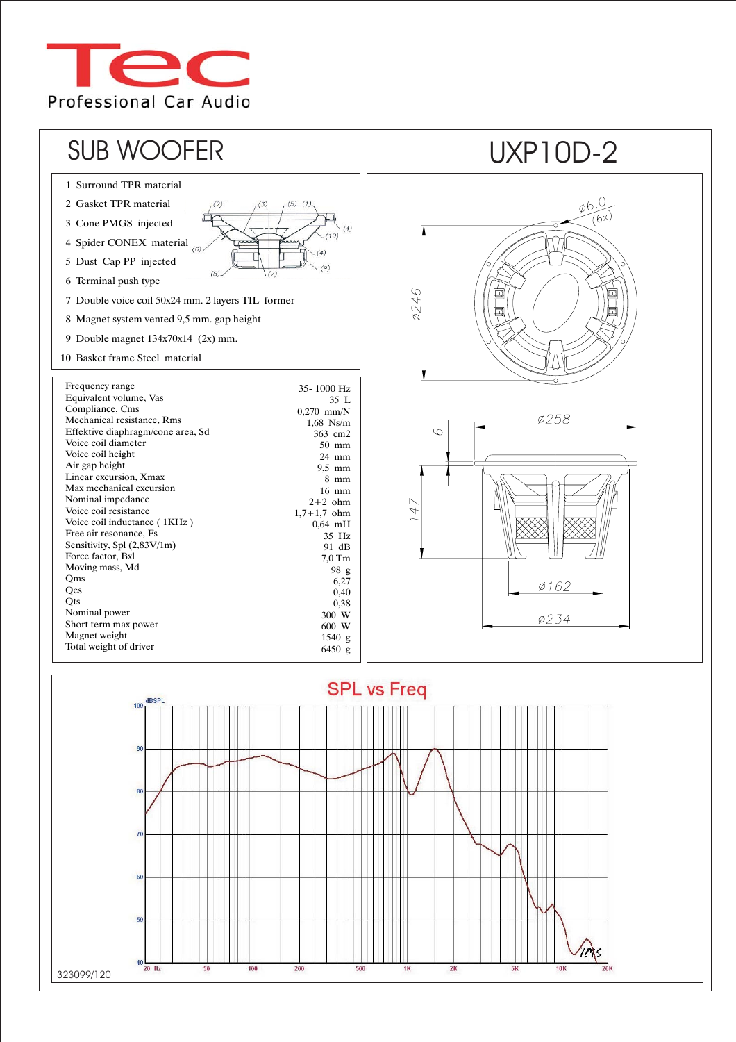Tec
Professional Car Audio

# SUB WOOFER

# UXP10D-2

1. Surround TPR material
2. Gasket TPR material
3. Cone PMGS injected
4. Spider CONEX material
5. Dust Cap PP injected
6. Terminal push type
7. Double voice coil 50x24 mm. 2 layers TIL former
8. Magnet system vented 9,5 mm. gap height
9. Double magnet 134x70x14 (2x) mm.
10. Basket frame Steel material

| Parameter | Value |
|---|---|
| Frequency range | 35- 1000 Hz |
| Equivalent volume, Vas | 35 L |
| Compliance, Cms | 0,270 mm/N |
| Mechanical resistance, Rms | 1,68 Ns/m |
| Effektive diaphragm/cone area, Sd | 363 cm2 |
| Voice coil diameter | 50 mm |
| Voice coil height | 24 mm |
| Air gap height | 9,5 mm |
| Linear excursion, Xmax | 8 mm |
| Max mechanical excursion | 16 mm |
| Nominal impedance | 2+2 ohm |
| Voice coil resistance | 1,7+1,7 ohm |
| Voice coil inductance ( 1KHz ) | 0,64 mH |
| Free air resonance, Fs | 35 Hz |
| Sensitivity, Spl (2,83V/1m) | 91 dB |
| Force factor, Bxl | 7,0 Tm |
| Moving mass, Md | 98 g |
| Qms | 6,27 |
| Qes | 0,40 |
| Qts | 0,38 |
| Nominal power | 300 W |
| Short term max power | 600 W |
| Magnet weight | 1540 g |
| Total weight of driver | 6450 g |

Ø6.0 (6x)
Ø246
Ø258
6
147
Ø162
Ø234

## SPL vs Freq

323099/120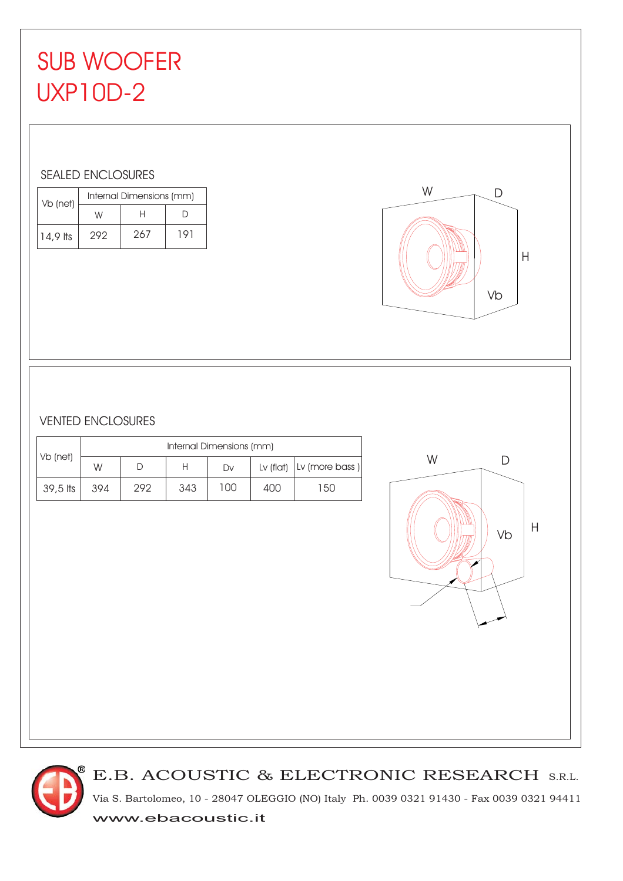# SUB WOOFER
# UXP10D-2

## SEALED ENCLOSURES

| Vb (net) | Internal Dimensions (mm) | | |
|---|---|---|---|
| | W | H | D |
| 14,9 lts | 292 | 267 | 191 |

W
D
H
Vb

## VENTED ENCLOSURES

| Vb (net) | Internal Dimensions (mm) | | | | | |
|---|---|---|---|---|---|---|
| | W | D | H | Dv | Lv (flat) | Lv (more bass ) |
| 39,5 lts | 394 | 292 | 343 | 100 | 400 | 150 |

W
D
H
Vb

E.B. ACOUSTIC & ELECTRONIC RESEARCH S.R.L.

Via S. Bartolomeo, 10 - 28047 OLEGGIO (NO) Italy Ph. 0039 0321 91430 - Fax 0039 0321 94411

www.ebacoustic.it